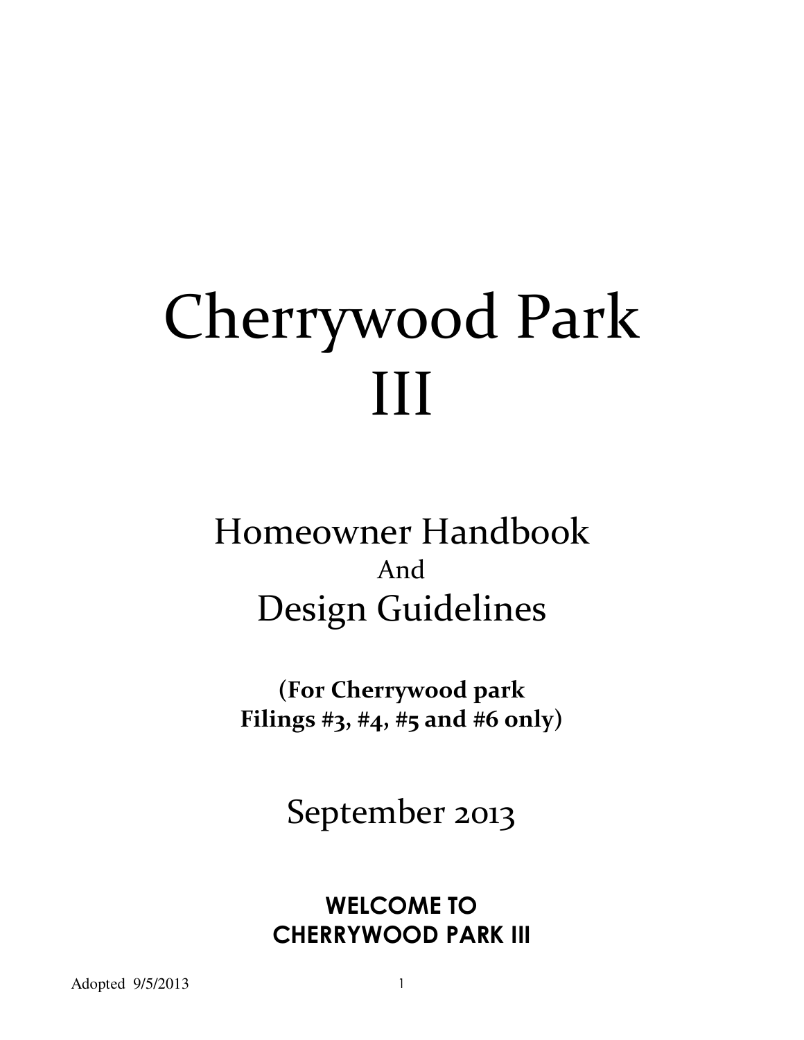# Cherrywood Park III

## Homeowner Handbook
And
## Design Guidelines

**(For Cherrywood park Filings #3, #4, #5 and #6 only)**

September 2013

## WELCOME TO CHERRYWOOD PARK III

Adopted 9/5/2013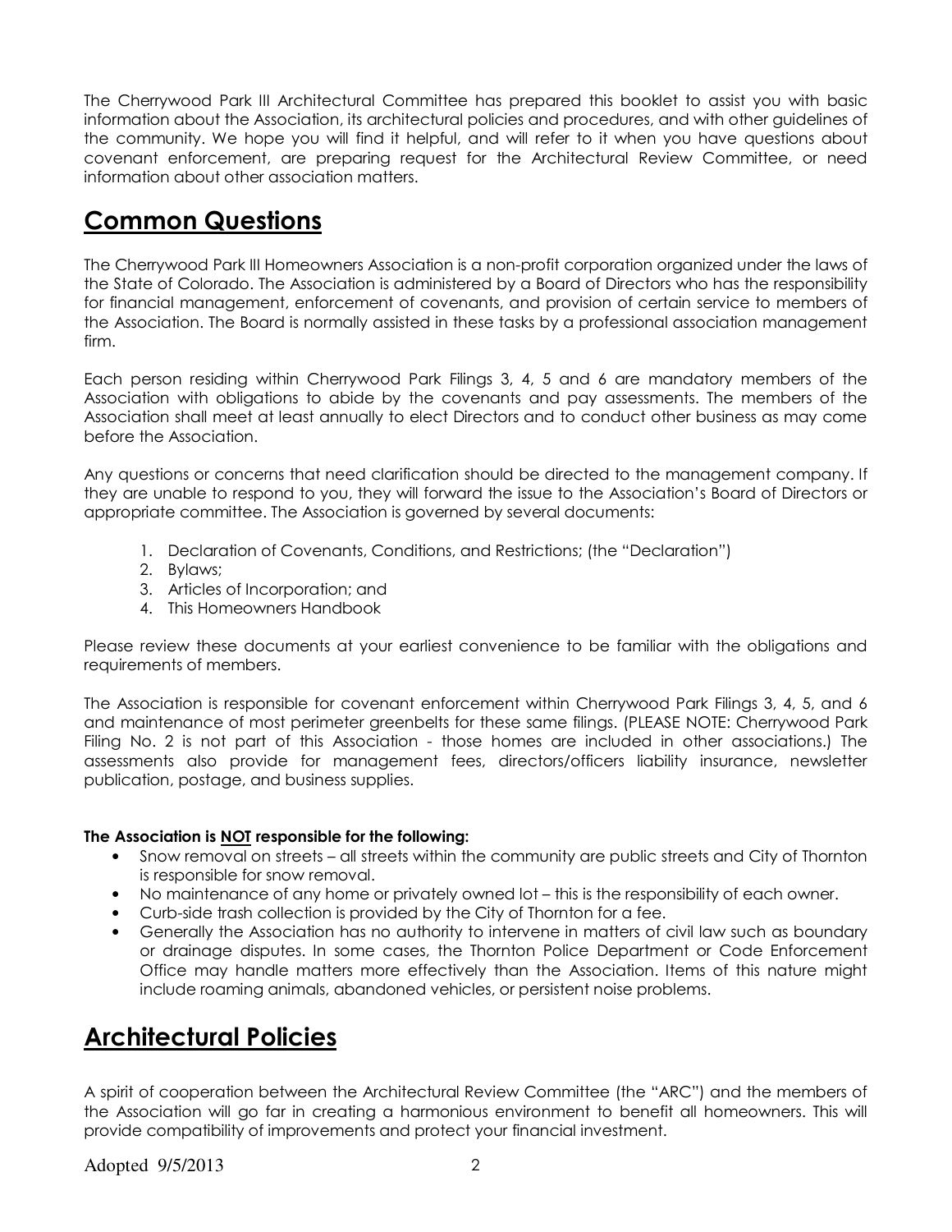The Cherrywood Park III Architectural Committee has prepared this booklet to assist you with basic information about the Association, its architectural policies and procedures, and with other guidelines of the community. We hope you will find it helpful, and will refer to it when you have questions about covenant enforcement, are preparing request for the Architectural Review Committee, or need information about other association matters.

# Common Questions

The Cherrywood Park III Homeowners Association is a non-profit corporation organized under the laws of the State of Colorado. The Association is administered by a Board of Directors who has the responsibility for financial management, enforcement of covenants, and provision of certain service to members of the Association. The Board is normally assisted in these tasks by a professional association management firm.

Each person residing within Cherrywood Park Filings 3, 4, 5 and 6 are mandatory members of the Association with obligations to abide by the covenants and pay assessments. The members of the Association shall meet at least annually to elect Directors and to conduct other business as may come before the Association.

Any questions or concerns that need clarification should be directed to the management company. If they are unable to respond to you, they will forward the issue to the Association's Board of Directors or appropriate committee. The Association is governed by several documents:

1. Declaration of Covenants, Conditions, and Restrictions; (the "Declaration")
2. Bylaws;
3. Articles of Incorporation; and
4. This Homeowners Handbook

Please review these documents at your earliest convenience to be familiar with the obligations and requirements of members.

The Association is responsible for covenant enforcement within Cherrywood Park Filings 3, 4, 5, and 6 and maintenance of most perimeter greenbelts for these same filings. (PLEASE NOTE: Cherrywood Park Filing No. 2 is not part of this Association - those homes are included in other associations.) The assessments also provide for management fees, directors/officers liability insurance, newsletter publication, postage, and business supplies.

**The Association is NOT responsible for the following:**

- Snow removal on streets – all streets within the community are public streets and City of Thornton is responsible for snow removal.
- No maintenance of any home or privately owned lot – this is the responsibility of each owner.
- Curb-side trash collection is provided by the City of Thornton for a fee.
- Generally the Association has no authority to intervene in matters of civil law such as boundary or drainage disputes. In some cases, the Thornton Police Department or Code Enforcement Office may handle matters more effectively than the Association. Items of this nature might include roaming animals, abandoned vehicles, or persistent noise problems.

# Architectural Policies

A spirit of cooperation between the Architectural Review Committee (the "ARC") and the members of the Association will go far in creating a harmonious environment to benefit all homeowners. This will provide compatibility of improvements and protect your financial investment.

Adopted 9/5/2013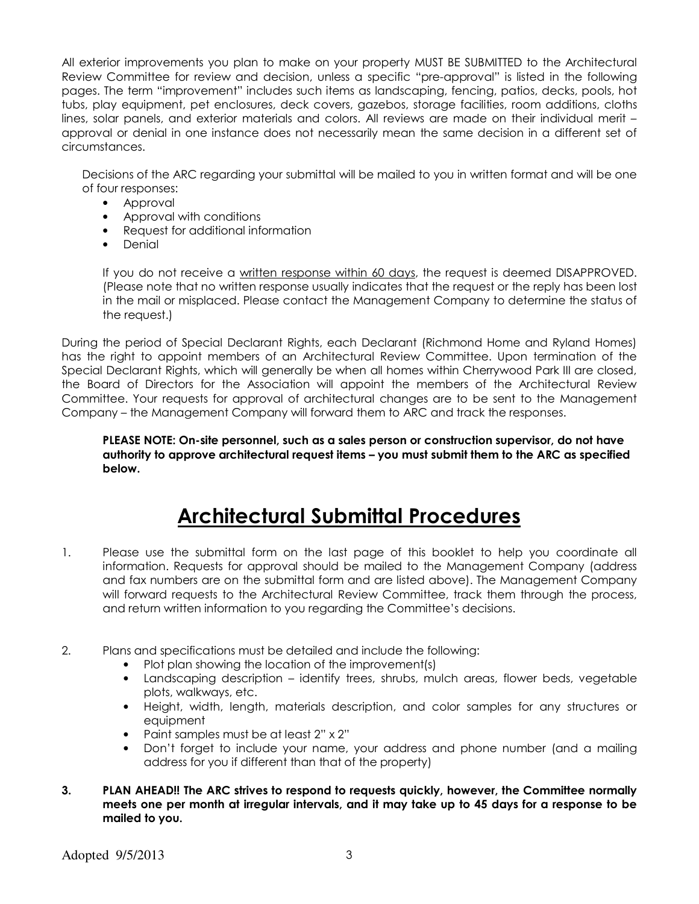All exterior improvements you plan to make on your property MUST BE SUBMITTED to the Architectural Review Committee for review and decision, unless a specific "pre-approval" is listed in the following pages. The term "improvement" includes such items as landscaping, fencing, patios, decks, pools, hot tubs, play equipment, pet enclosures, deck covers, gazebos, storage facilities, room additions, cloths lines, solar panels, and exterior materials and colors. All reviews are made on their individual merit – approval or denial in one instance does not necessarily mean the same decision in a different set of circumstances.

Decisions of the ARC regarding your submittal will be mailed to you in written format and will be one of four responses:

- Approval
- Approval with conditions
- Request for additional information
- Denial

If you do not receive a <u>written response within 60 days</u>, the request is deemed DISAPPROVED. (Please note that no written response usually indicates that the request or the reply has been lost in the mail or misplaced. Please contact the Management Company to determine the status of the request.)

During the period of Special Declarant Rights, each Declarant (Richmond Home and Ryland Homes) has the right to appoint members of an Architectural Review Committee. Upon termination of the Special Declarant Rights, which will generally be when all homes within Cherrywood Park III are closed, the Board of Directors for the Association will appoint the members of the Architectural Review Committee. Your requests for approval of architectural changes are to be sent to the Management Company – the Management Company will forward them to ARC and track the responses.

**PLEASE NOTE: On-site personnel, such as a sales person or construction supervisor, do not have authority to approve architectural request items – you must submit them to the ARC as specified below.**

# Architectural Submittal Procedures

1. Please use the submittal form on the last page of this booklet to help you coordinate all information. Requests for approval should be mailed to the Management Company (address and fax numbers are on the submittal form and are listed above). The Management Company will forward requests to the Architectural Review Committee, track them through the process, and return written information to you regarding the Committee's decisions.

2. Plans and specifications must be detailed and include the following:
   - Plot plan showing the location of the improvement(s)
   - Landscaping description – identify trees, shrubs, mulch areas, flower beds, vegetable plots, walkways, etc.
   - Height, width, length, materials description, and color samples for any structures or equipment
   - Paint samples must be at least 2" x 2"
   - Don't forget to include your name, your address and phone number (and a mailing address for you if different than that of the property)

3. **PLAN AHEAD!! The ARC strives to respond to requests quickly, however, the Committee normally meets one per month at irregular intervals, and it may take up to 45 days for a response to be mailed to you.**

Adopted 9/5/2013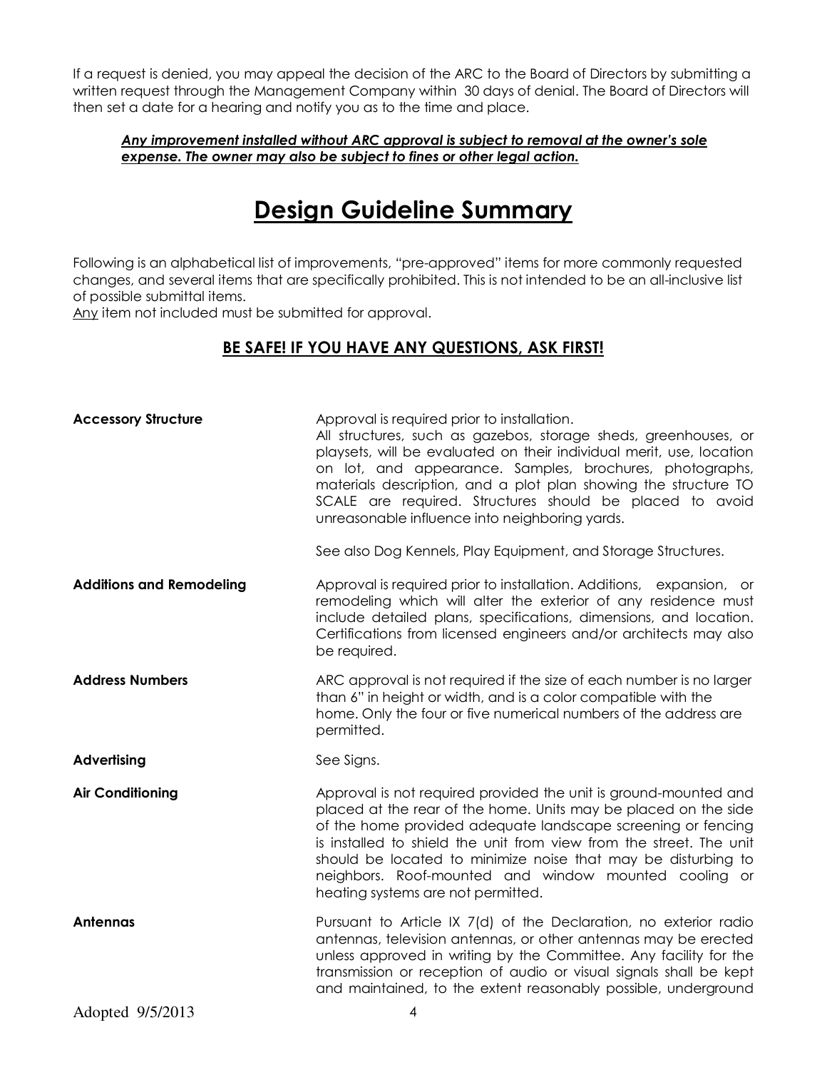If a request is denied, you may appeal the decision of the ARC to the Board of Directors by submitting a written request through the Management Company within 30 days of denial. The Board of Directors will then set a date for a hearing and notify you as to the time and place.

***<u>Any improvement installed without ARC approval is subject to removal at the owner's sole expense. The owner may also be subject to fines or other legal action.</u>***

# <u>Design Guideline Summary</u>

Following is an alphabetical list of improvements, "pre-approved" items for more commonly requested changes, and several items that are specifically prohibited. This is not intended to be an all-inclusive list of possible submittal items.
<u>Any</u> item not included must be submitted for approval.

### <u>BE SAFE! IF YOU HAVE ANY QUESTIONS, ASK FIRST!</u>

**Accessory Structure**

Approval is required prior to installation.
All structures, such as gazebos, storage sheds, greenhouses, or playsets, will be evaluated on their individual merit, use, location on lot, and appearance. Samples, brochures, photographs, materials description, and a plot plan showing the structure TO SCALE are required. Structures should be placed to avoid unreasonable influence into neighboring yards.

See also Dog Kennels, Play Equipment, and Storage Structures.

**Additions and Remodeling**

Approval is required prior to installation. Additions, expansion, or remodeling which will alter the exterior of any residence must include detailed plans, specifications, dimensions, and location. Certifications from licensed engineers and/or architects may also be required.

**Address Numbers**

ARC approval is not required if the size of each number is no larger than 6" in height or width, and is a color compatible with the home. Only the four or five numerical numbers of the address are permitted.

**Advertising**

See Signs.

**Air Conditioning**

Approval is not required provided the unit is ground-mounted and placed at the rear of the home. Units may be placed on the side of the home provided adequate landscape screening or fencing is installed to shield the unit from view from the street. The unit should be located to minimize noise that may be disturbing to neighbors. Roof-mounted and window mounted cooling or heating systems are not permitted.

**Antennas**

Pursuant to Article IX 7(d) of the Declaration, no exterior radio antennas, television antennas, or other antennas may be erected unless approved in writing by the Committee. Any facility for the transmission or reception of audio or visual signals shall be kept and maintained, to the extent reasonably possible, underground

Adopted 9/5/2013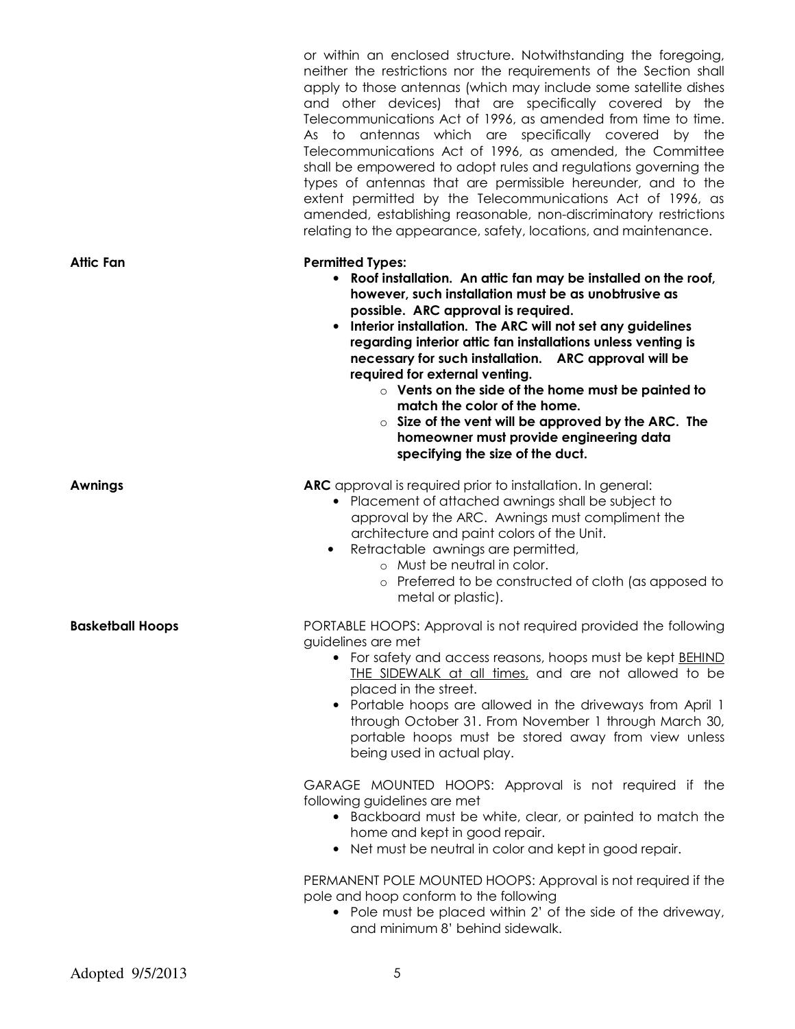or within an enclosed structure. Notwithstanding the foregoing, neither the restrictions nor the requirements of the Section shall apply to those antennas (which may include some satellite dishes and other devices) that are specifically covered by the Telecommunications Act of 1996, as amended from time to time. As to antennas which are specifically covered by the Telecommunications Act of 1996, as amended, the Committee shall be empowered to adopt rules and regulations governing the types of antennas that are permissible hereunder, and to the extent permitted by the Telecommunications Act of 1996, as amended, establishing reasonable, non-discriminatory restrictions relating to the appearance, safety, locations, and maintenance.

**Attic Fan**

**Permitted Types:**

- **Roof installation. An attic fan may be installed on the roof, however, such installation must be as unobtrusive as possible. ARC approval is required.**
- **Interior installation. The ARC will not set any guidelines regarding interior attic fan installations unless venting is necessary for such installation. ARC approval will be required for external venting.**
  - **Vents on the side of the home must be painted to match the color of the home.**
  - **Size of the vent will be approved by the ARC. The homeowner must provide engineering data specifying the size of the duct.**

**Awnings**

**ARC** approval is required prior to installation. In general:

- Placement of attached awnings shall be subject to approval by the ARC. Awnings must compliment the architecture and paint colors of the Unit.
- Retractable awnings are permitted,
  - Must be neutral in color.
  - Preferred to be constructed of cloth (as apposed to metal or plastic).

**Basketball Hoops**

PORTABLE HOOPS: Approval is not required provided the following guidelines are met

- For safety and access reasons, hoops must be kept <u>BEHIND THE SIDEWALK at all times,</u> and are not allowed to be placed in the street.
- Portable hoops are allowed in the driveways from April 1 through October 31. From November 1 through March 30, portable hoops must be stored away from view unless being used in actual play.

GARAGE MOUNTED HOOPS: Approval is not required if the following guidelines are met

- Backboard must be white, clear, or painted to match the home and kept in good repair.
- Net must be neutral in color and kept in good repair.

PERMANENT POLE MOUNTED HOOPS: Approval is not required if the pole and hoop conform to the following

- Pole must be placed within 2' of the side of the driveway, and minimum 8' behind sidewalk.

Adopted 9/5/2013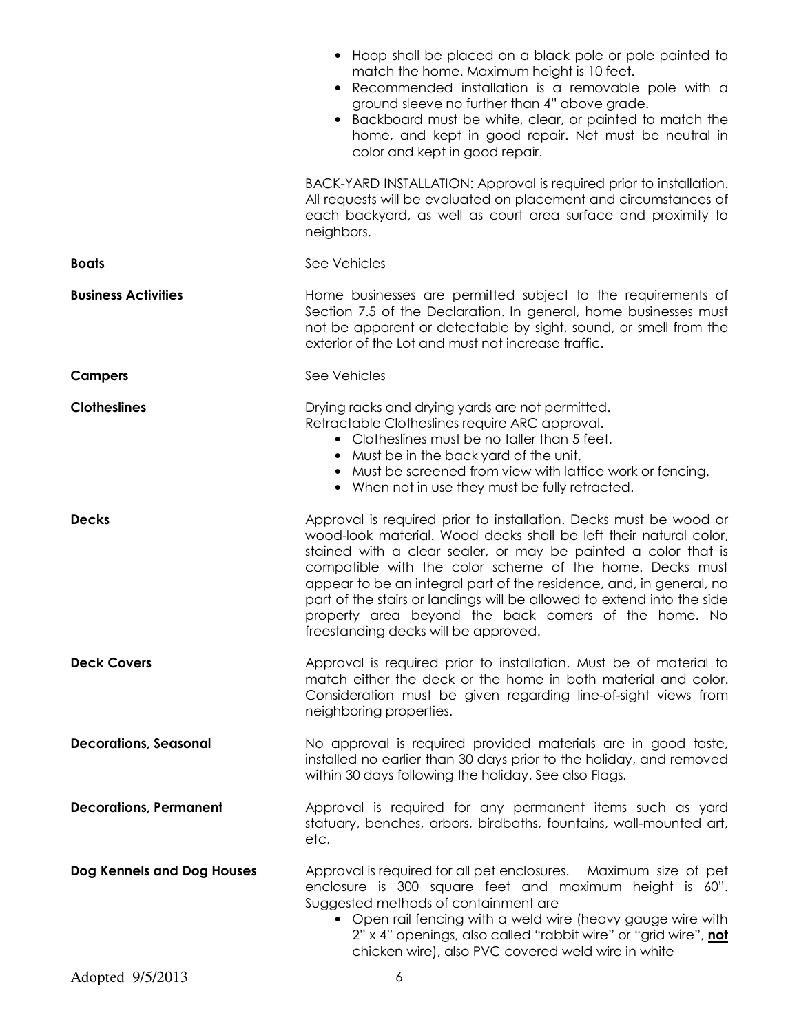- Hoop shall be placed on a black pole or pole painted to match the home. Maximum height is 10 feet.
- Recommended installation is a removable pole with a ground sleeve no further than 4" above grade.
- Backboard must be white, clear, or painted to match the home, and kept in good repair. Net must be neutral in color and kept in good repair.

BACK-YARD INSTALLATION: Approval is required prior to installation. All requests will be evaluated on placement and circumstances of each backyard, as well as court area surface and proximity to neighbors.

**Boats**

See Vehicles

**Business Activities**

Home businesses are permitted subject to the requirements of Section 7.5 of the Declaration. In general, home businesses must not be apparent or detectable by sight, sound, or smell from the exterior of the Lot and must not increase traffic.

**Campers**

See Vehicles

**Clotheslines**

Drying racks and drying yards are not permitted.
Retractable Clotheslines require ARC approval.

- Clotheslines must be no taller than 5 feet.
- Must be in the back yard of the unit.
- Must be screened from view with lattice work or fencing.
- When not in use they must be fully retracted.

**Decks**

Approval is required prior to installation. Decks must be wood or wood-look material. Wood decks shall be left their natural color, stained with a clear sealer, or may be painted a color that is compatible with the color scheme of the home. Decks must appear to be an integral part of the residence, and, in general, no part of the stairs or landings will be allowed to extend into the side property area beyond the back corners of the home. No freestanding decks will be approved.

**Deck Covers**

Approval is required prior to installation. Must be of material to match either the deck or the home in both material and color. Consideration must be given regarding line-of-sight views from neighboring properties.

**Decorations, Seasonal**

No approval is required provided materials are in good taste, installed no earlier than 30 days prior to the holiday, and removed within 30 days following the holiday. See also Flags.

**Decorations, Permanent**

Approval is required for any permanent items such as yard statuary, benches, arbors, birdbaths, fountains, wall-mounted art, etc.

**Dog Kennels and Dog Houses**

Approval is required for all pet enclosures. Maximum size of pet enclosure is 300 square feet and maximum height is 60". Suggested methods of containment are

- Open rail fencing with a weld wire (heavy gauge wire with 2" x 4" openings, also called "rabbit wire" or "grid wire", **not** chicken wire), also PVC covered weld wire in white

Adopted 9/5/2013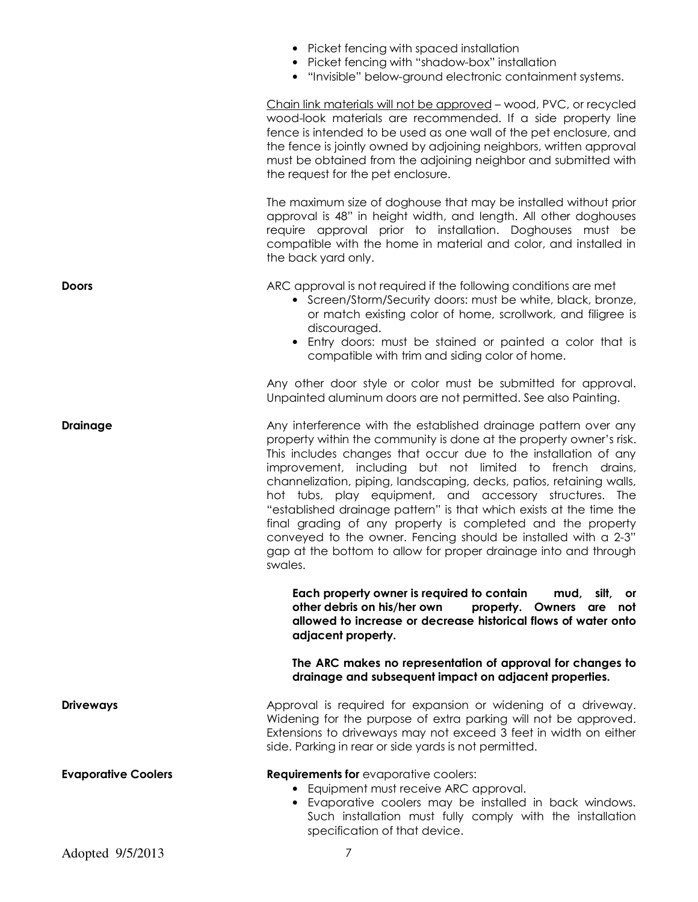- Picket fencing with spaced installation
- Picket fencing with "shadow-box" installation
- "Invisible" below-ground electronic containment systems.

Chain link materials will not be approved – wood, PVC, or recycled wood-look materials are recommended. If a side property line fence is intended to be used as one wall of the pet enclosure, and the fence is jointly owned by adjoining neighbors, written approval must be obtained from the adjoining neighbor and submitted with the request for the pet enclosure.

The maximum size of doghouse that may be installed without prior approval is 48" in height width, and length. All other doghouses require approval prior to installation. Doghouses must be compatible with the home in material and color, and installed in the back yard only.

**Doors**

ARC approval is not required if the following conditions are met

- Screen/Storm/Security doors: must be white, black, bronze, or match existing color of home, scrollwork, and filigree is discouraged.
- Entry doors: must be stained or painted a color that is compatible with trim and siding color of home.

Any other door style or color must be submitted for approval. Unpainted aluminum doors are not permitted. See also Painting.

**Drainage**

Any interference with the established drainage pattern over any property within the community is done at the property owner's risk. This includes changes that occur due to the installation of any improvement, including but not limited to french drains, channelization, piping, landscaping, decks, patios, retaining walls, hot tubs, play equipment, and accessory structures. The "established drainage pattern" is that which exists at the time the final grading of any property is completed and the property conveyed to the owner. Fencing should be installed with a 2-3" gap at the bottom to allow for proper drainage into and through swales.

**Each property owner is required to contain mud, silt, or other debris on his/her own property. Owners are not allowed to increase or decrease historical flows of water onto adjacent property.**

**The ARC makes no representation of approval for changes to drainage and subsequent impact on adjacent properties.**

**Driveways**

Approval is required for expansion or widening of a driveway. Widening for the purpose of extra parking will not be approved. Extensions to driveways may not exceed 3 feet in width on either side. Parking in rear or side yards is not permitted.

**Evaporative Coolers**

**Requirements for** evaporative coolers:

- Equipment must receive ARC approval.
- Evaporative coolers may be installed in back windows. Such installation must fully comply with the installation specification of that device.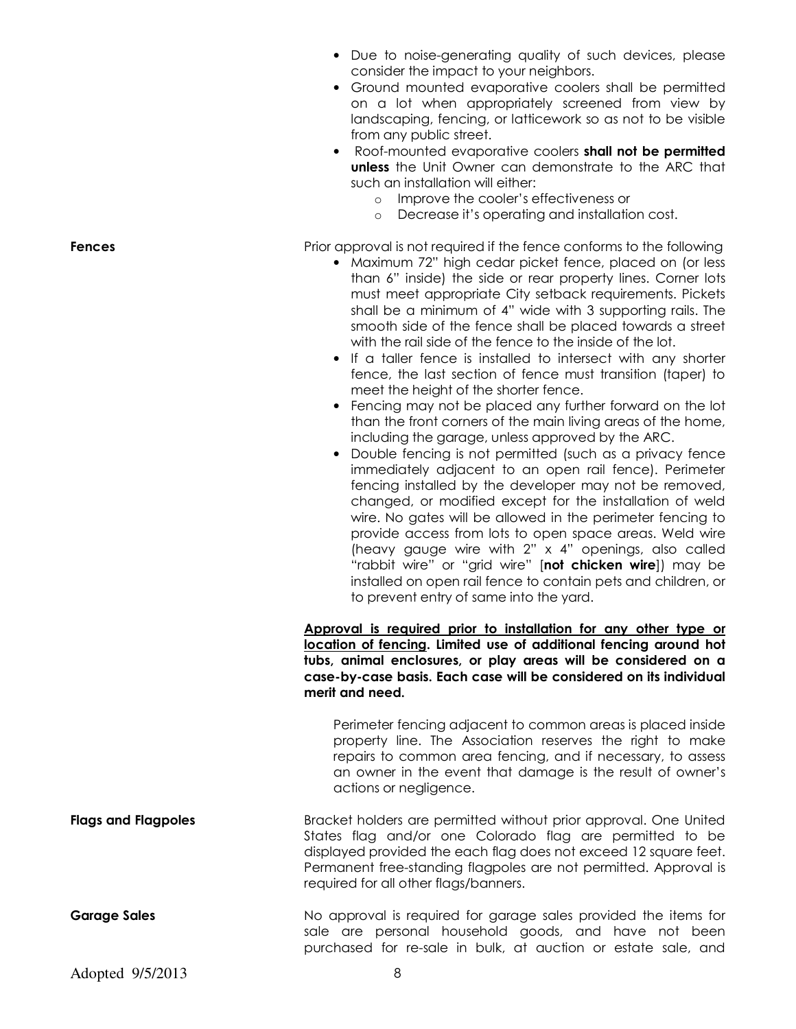- Due to noise-generating quality of such devices, please consider the impact to your neighbors.
- Ground mounted evaporative coolers shall be permitted on a lot when appropriately screened from view by landscaping, fencing, or latticework so as not to be visible from any public street.
- Roof-mounted evaporative coolers **shall not be permitted unless** the Unit Owner can demonstrate to the ARC that such an installation will either:
    - Improve the cooler's effectiveness or
    - Decrease it's operating and installation cost.

**Fences**

Prior approval is not required if the fence conforms to the following

- Maximum 72" high cedar picket fence, placed on (or less than 6" inside) the side or rear property lines. Corner lots must meet appropriate City setback requirements. Pickets shall be a minimum of 4" wide with 3 supporting rails. The smooth side of the fence shall be placed towards a street with the rail side of the fence to the inside of the lot.
- If a taller fence is installed to intersect with any shorter fence, the last section of fence must transition (taper) to meet the height of the shorter fence.
- Fencing may not be placed any further forward on the lot than the front corners of the main living areas of the home, including the garage, unless approved by the ARC.
- Double fencing is not permitted (such as a privacy fence immediately adjacent to an open rail fence). Perimeter fencing installed by the developer may not be removed, changed, or modified except for the installation of weld wire. No gates will be allowed in the perimeter fencing to provide access from lots to open space areas. Weld wire (heavy gauge wire with 2" x 4" openings, also called "rabbit wire" or "grid wire" [**not chicken wire**]) may be installed on open rail fence to contain pets and children, or to prevent entry of same into the yard.

**<u>Approval is required prior to installation for any other type or location of fencing</u>. Limited use of additional fencing around hot tubs, animal enclosures, or play areas will be considered on a case-by-case basis. Each case will be considered on its individual merit and need.**

Perimeter fencing adjacent to common areas is placed inside property line. The Association reserves the right to make repairs to common area fencing, and if necessary, to assess an owner in the event that damage is the result of owner's actions or negligence.

**Flags and Flagpoles**

Bracket holders are permitted without prior approval. One United States flag and/or one Colorado flag are permitted to be displayed provided the each flag does not exceed 12 square feet. Permanent free-standing flagpoles are not permitted. Approval is required for all other flags/banners.

**Garage Sales**

No approval is required for garage sales provided the items for sale are personal household goods, and have not been purchased for re-sale in bulk, at auction or estate sale, and

Adopted 9/5/2013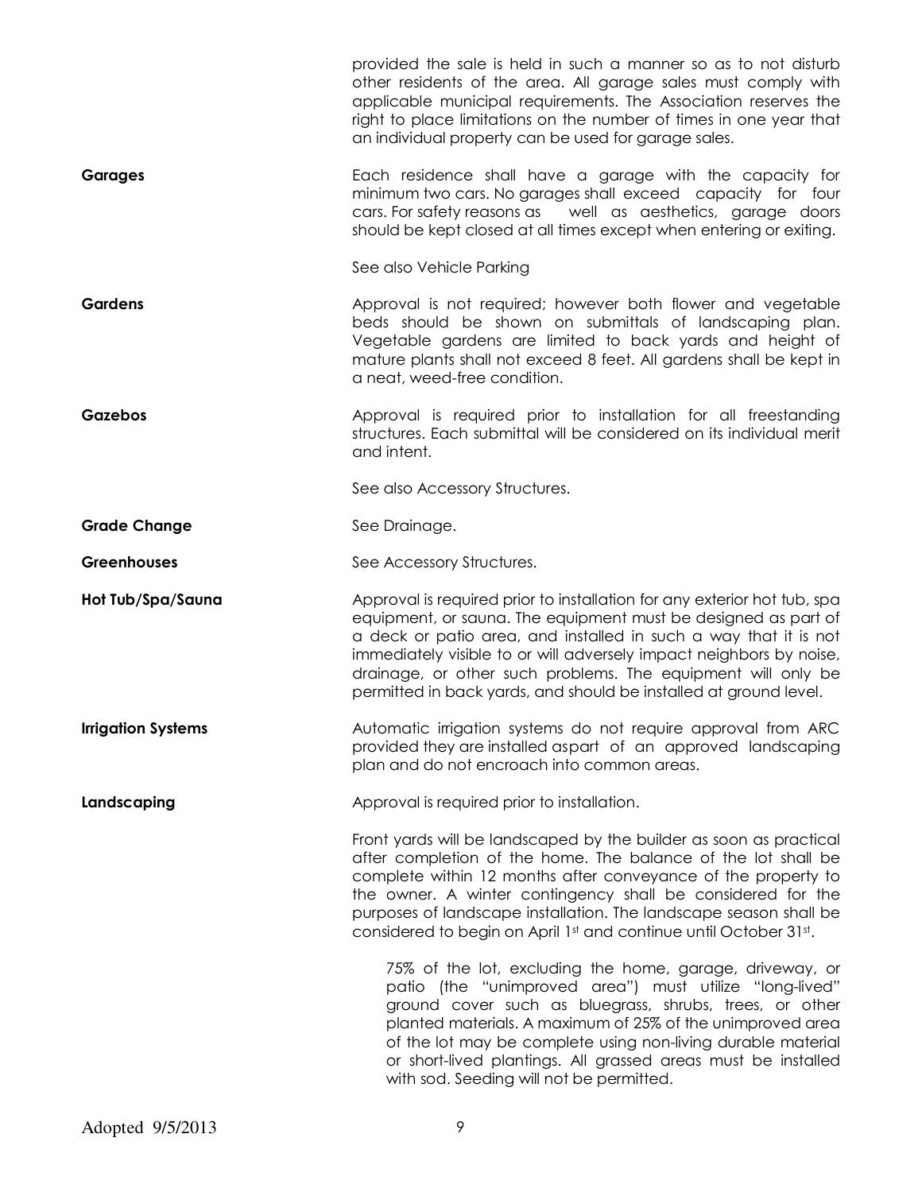provided the sale is held in such a manner so as to not disturb other residents of the area. All garage sales must comply with applicable municipal requirements. The Association reserves the right to place limitations on the number of times in one year that an individual property can be used for garage sales.

**Garages**

Each residence shall have a garage with the capacity for minimum two cars. No garages shall exceed capacity for four cars. For safety reasons as well as aesthetics, garage doors should be kept closed at all times except when entering or exiting.

See also Vehicle Parking

**Gardens**

Approval is not required; however both flower and vegetable beds should be shown on submittals of landscaping plan. Vegetable gardens are limited to back yards and height of mature plants shall not exceed 8 feet. All gardens shall be kept in a neat, weed-free condition.

**Gazebos**

Approval is required prior to installation for all freestanding structures. Each submittal will be considered on its individual merit and intent.

See also Accessory Structures.

**Grade Change**

See Drainage.

**Greenhouses**

See Accessory Structures.

**Hot Tub/Spa/Sauna**

Approval is required prior to installation for any exterior hot tub, spa equipment, or sauna. The equipment must be designed as part of a deck or patio area, and installed in such a way that it is not immediately visible to or will adversely impact neighbors by noise, drainage, or other such problems. The equipment will only be permitted in back yards, and should be installed at ground level.

**Irrigation Systems**

Automatic irrigation systems do not require approval from ARC provided they are installed aspart of an approved landscaping plan and do not encroach into common areas.

**Landscaping**

Approval is required prior to installation.

Front yards will be landscaped by the builder as soon as practical after completion of the home. The balance of the lot shall be complete within 12 months after conveyance of the property to the owner. A winter contingency shall be considered for the purposes of landscape installation. The landscape season shall be considered to begin on April 1st and continue until October 31st.

> 75% of the lot, excluding the home, garage, driveway, or patio (the "unimproved area") must utilize "long-lived" ground cover such as bluegrass, shrubs, trees, or other planted materials. A maximum of 25% of the unimproved area of the lot may be complete using non-living durable material or short-lived plantings. All grassed areas must be installed with sod. Seeding will not be permitted.

Adopted 9/5/2013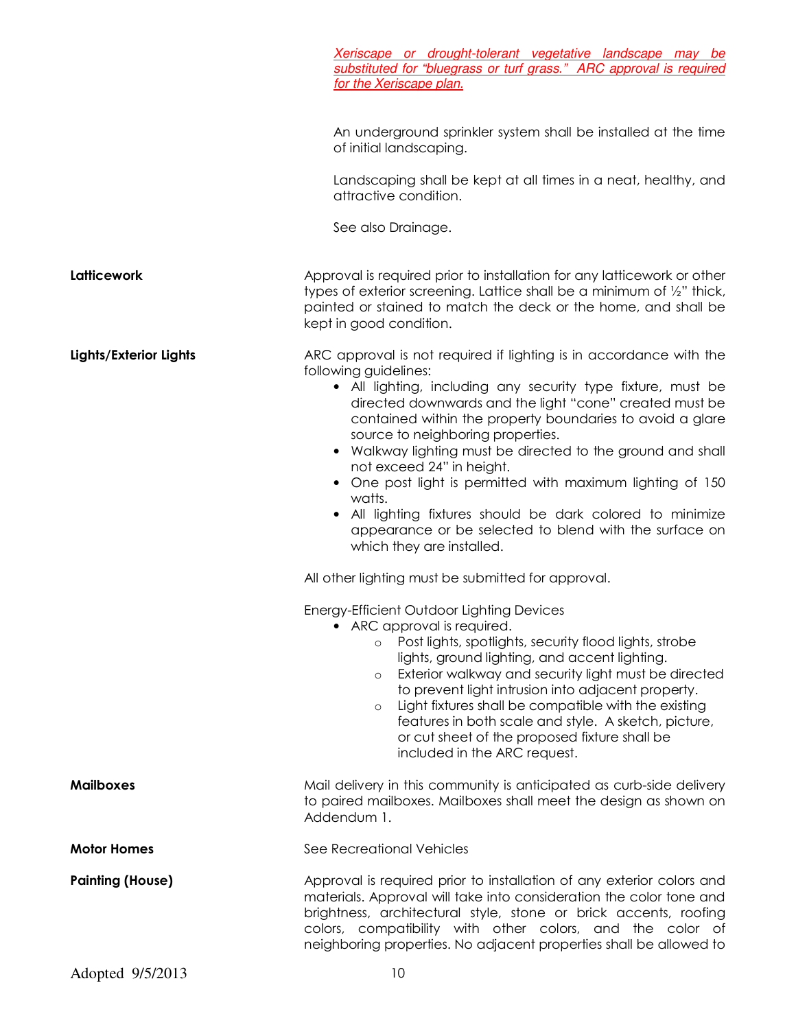*Xeriscape or drought-tolerant vegetative landscape may be substituted for "bluegrass or turf grass." ARC approval is required for the Xeriscape plan.*

An underground sprinkler system shall be installed at the time of initial landscaping.

Landscaping shall be kept at all times in a neat, healthy, and attractive condition.

See also Drainage.

**Latticework**

Approval is required prior to installation for any latticework or other types of exterior screening. Lattice shall be a minimum of ½" thick, painted or stained to match the deck or the home, and shall be kept in good condition.

**Lights/Exterior Lights**

ARC approval is not required if lighting is in accordance with the following guidelines:

- All lighting, including any security type fixture, must be directed downwards and the light "cone" created must be contained within the property boundaries to avoid a glare source to neighboring properties.
- Walkway lighting must be directed to the ground and shall not exceed 24" in height.
- One post light is permitted with maximum lighting of 150 watts.
- All lighting fixtures should be dark colored to minimize appearance or be selected to blend with the surface on which they are installed.

All other lighting must be submitted for approval.

Energy-Efficient Outdoor Lighting Devices

- ARC approval is required.
  - Post lights, spotlights, security flood lights, strobe lights, ground lighting, and accent lighting.
  - Exterior walkway and security light must be directed to prevent light intrusion into adjacent property.
  - Light fixtures shall be compatible with the existing features in both scale and style. A sketch, picture, or cut sheet of the proposed fixture shall be included in the ARC request.

**Mailboxes**

Mail delivery in this community is anticipated as curb-side delivery to paired mailboxes. Mailboxes shall meet the design as shown on Addendum 1.

**Motor Homes**

See Recreational Vehicles

**Painting (House)**

Approval is required prior to installation of any exterior colors and materials. Approval will take into consideration the color tone and brightness, architectural style, stone or brick accents, roofing colors, compatibility with other colors, and the color of neighboring properties. No adjacent properties shall be allowed to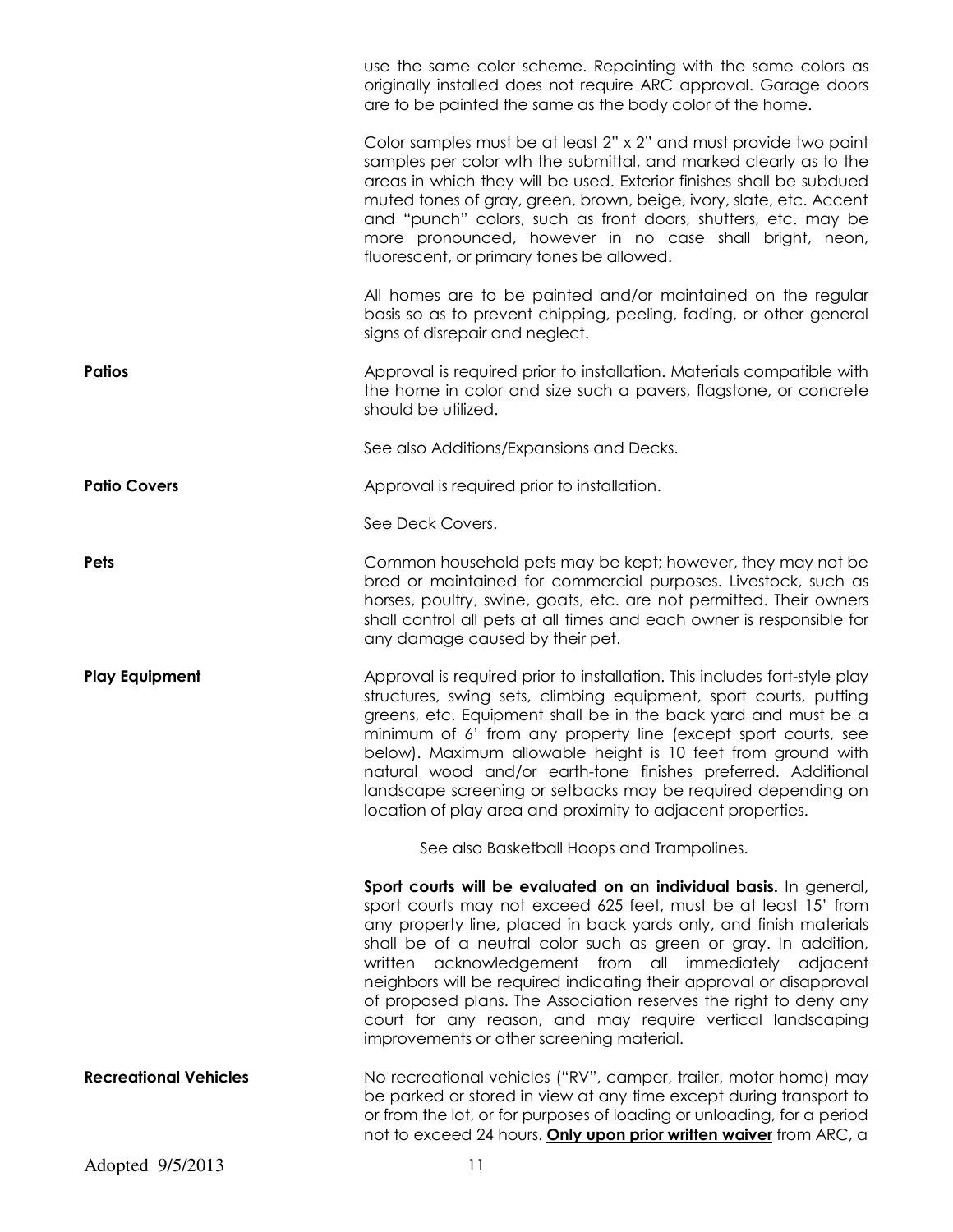use the same color scheme. Repainting with the same colors as originally installed does not require ARC approval. Garage doors are to be painted the same as the body color of the home.

Color samples must be at least 2" x 2" and must provide two paint samples per color wth the submittal, and marked clearly as to the areas in which they will be used. Exterior finishes shall be subdued muted tones of gray, green, brown, beige, ivory, slate, etc. Accent and "punch" colors, such as front doors, shutters, etc. may be more pronounced, however in no case shall bright, neon, fluorescent, or primary tones be allowed.

All homes are to be painted and/or maintained on the regular basis so as to prevent chipping, peeling, fading, or other general signs of disrepair and neglect.

**Patios**

Approval is required prior to installation. Materials compatible with the home in color and size such a pavers, flagstone, or concrete should be utilized.

See also Additions/Expansions and Decks.

**Patio Covers**

Approval is required prior to installation.

See Deck Covers.

**Pets**

Common household pets may be kept; however, they may not be bred or maintained for commercial purposes. Livestock, such as horses, poultry, swine, goats, etc. are not permitted. Their owners shall control all pets at all times and each owner is responsible for any damage caused by their pet.

**Play Equipment**

Approval is required prior to installation. This includes fort-style play structures, swing sets, climbing equipment, sport courts, putting greens, etc. Equipment shall be in the back yard and must be a minimum of 6' from any property line (except sport courts, see below). Maximum allowable height is 10 feet from ground with natural wood and/or earth-tone finishes preferred. Additional landscape screening or setbacks may be required depending on location of play area and proximity to adjacent properties.

See also Basketball Hoops and Trampolines.

**Sport courts will be evaluated on an individual basis.** In general, sport courts may not exceed 625 feet, must be at least 15' from any property line, placed in back yards only, and finish materials shall be of a neutral color such as green or gray. In addition, written acknowledgement from all immediately adjacent neighbors will be required indicating their approval or disapproval of proposed plans. The Association reserves the right to deny any court for any reason, and may require vertical landscaping improvements or other screening material.

**Recreational Vehicles**

No recreational vehicles ("RV", camper, trailer, motor home) may be parked or stored in view at any time except during transport to or from the lot, or for purposes of loading or unloading, for a period not to exceed 24 hours. **Only upon prior written waiver** from ARC, a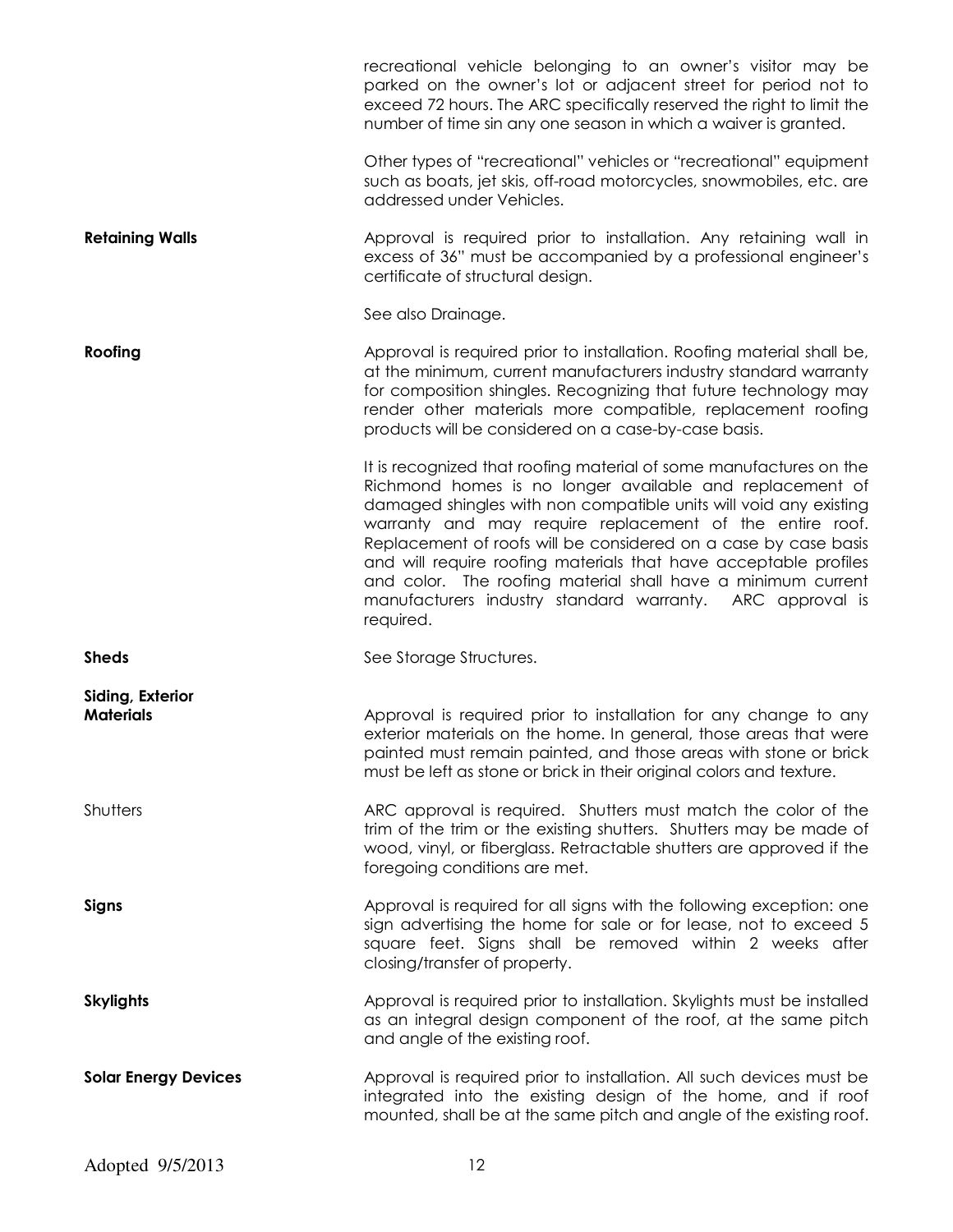recreational vehicle belonging to an owner's visitor may be parked on the owner's lot or adjacent street for period not to exceed 72 hours. The ARC specifically reserved the right to limit the number of time sin any one season in which a waiver is granted.

Other types of "recreational" vehicles or "recreational" equipment such as boats, jet skis, off-road motorcycles, snowmobiles, etc. are addressed under Vehicles.

**Retaining Walls**

Approval is required prior to installation. Any retaining wall in excess of 36" must be accompanied by a professional engineer's certificate of structural design.

See also Drainage.

**Roofing**

Approval is required prior to installation. Roofing material shall be, at the minimum, current manufacturers industry standard warranty for composition shingles. Recognizing that future technology may render other materials more compatible, replacement roofing products will be considered on a case-by-case basis.

It is recognized that roofing material of some manufactures on the Richmond homes is no longer available and replacement of damaged shingles with non compatible units will void any existing warranty and may require replacement of the entire roof. Replacement of roofs will be considered on a case by case basis and will require roofing materials that have acceptable profiles and color. The roofing material shall have a minimum current manufacturers industry standard warranty. ARC approval is required.

**Sheds**

See Storage Structures.

**Siding, Exterior Materials**

Approval is required prior to installation for any change to any exterior materials on the home. In general, those areas that were painted must remain painted, and those areas with stone or brick must be left as stone or brick in their original colors and texture.

Shutters

ARC approval is required. Shutters must match the color of the trim of the trim or the existing shutters. Shutters may be made of wood, vinyl, or fiberglass. Retractable shutters are approved if the foregoing conditions are met.

**Signs**

Approval is required for all signs with the following exception: one sign advertising the home for sale or for lease, not to exceed 5 square feet. Signs shall be removed within 2 weeks after closing/transfer of property.

**Skylights**

Approval is required prior to installation. Skylights must be installed as an integral design component of the roof, at the same pitch and angle of the existing roof.

**Solar Energy Devices**

Approval is required prior to installation. All such devices must be integrated into the existing design of the home, and if roof mounted, shall be at the same pitch and angle of the existing roof.

Adopted 9/5/2013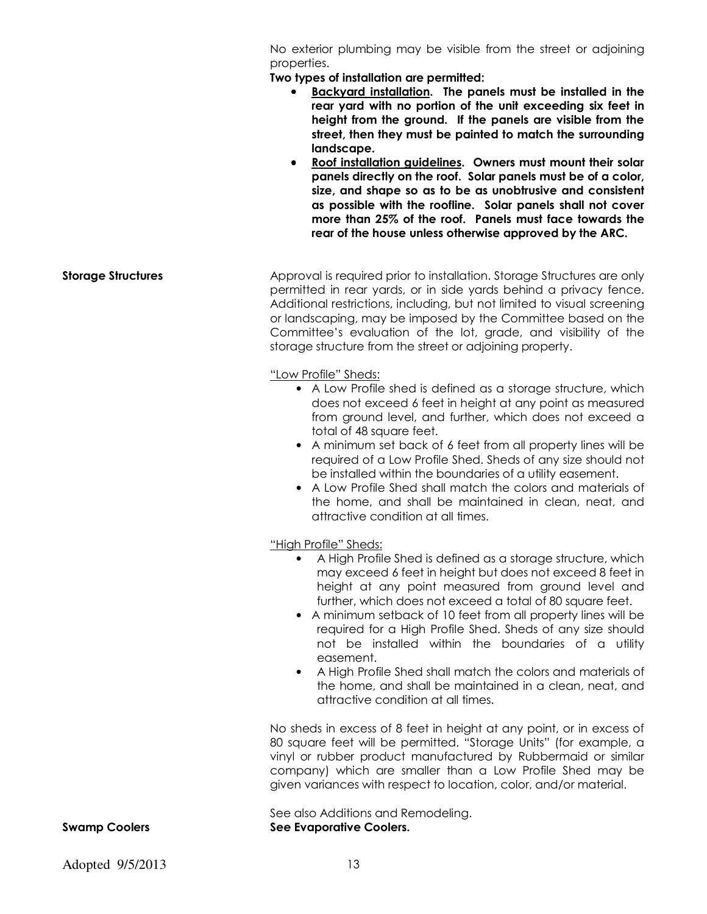No exterior plumbing may be visible from the street or adjoining properties.

**Two types of installation are permitted:**

- **<u>Backyard installation</u>. The panels must be installed in the rear yard with no portion of the unit exceeding six feet in height from the ground. If the panels are visible from the street, then they must be painted to match the surrounding landscape.**
- **<u>Roof installation guidelines</u>. Owners must mount their solar panels directly on the roof. Solar panels must be of a color, size, and shape so as to be as unobtrusive and consistent as possible with the roofline. Solar panels shall not cover more than 25% of the roof. Panels must face towards the rear of the house unless otherwise approved by the ARC.**

**Storage Structures**

Approval is required prior to installation. Storage Structures are only permitted in rear yards, or in side yards behind a privacy fence. Additional restrictions, including, but not limited to visual screening or landscaping, may be imposed by the Committee based on the Committee's evaluation of the lot, grade, and visibility of the storage structure from the street or adjoining property.

<u>"Low Profile" Sheds:</u>

- A Low Profile shed is defined as a storage structure, which does not exceed 6 feet in height at any point as measured from ground level, and further, which does not exceed a total of 48 square feet.
- A minimum set back of 6 feet from all property lines will be required of a Low Profile Shed. Sheds of any size should not be installed within the boundaries of a utility easement.
- A Low Profile Shed shall match the colors and materials of the home, and shall be maintained in clean, neat, and attractive condition at all times.

<u>"High Profile" Sheds:</u>

- A High Profile Shed is defined as a storage structure, which may exceed 6 feet in height but does not exceed 8 feet in height at any point measured from ground level and further, which does not exceed a total of 80 square feet.
- A minimum setback of 10 feet from all property lines will be required for a High Profile Shed. Sheds of any size should not be installed within the boundaries of a utility easement.
- A High Profile Shed shall match the colors and materials of the home, and shall be maintained in a clean, neat, and attractive condition at all times.

No sheds in excess of 8 feet in height at any point, or in excess of 80 square feet will be permitted. "Storage Units" (for example, a vinyl or rubber product manufactured by Rubbermaid or similar company) which are smaller than a Low Profile Shed may be given variances with respect to location, color, and/or material.

See also Additions and Remodeling.

**Swamp Coolers**

**See Evaporative Coolers.**

Adopted 9/5/2013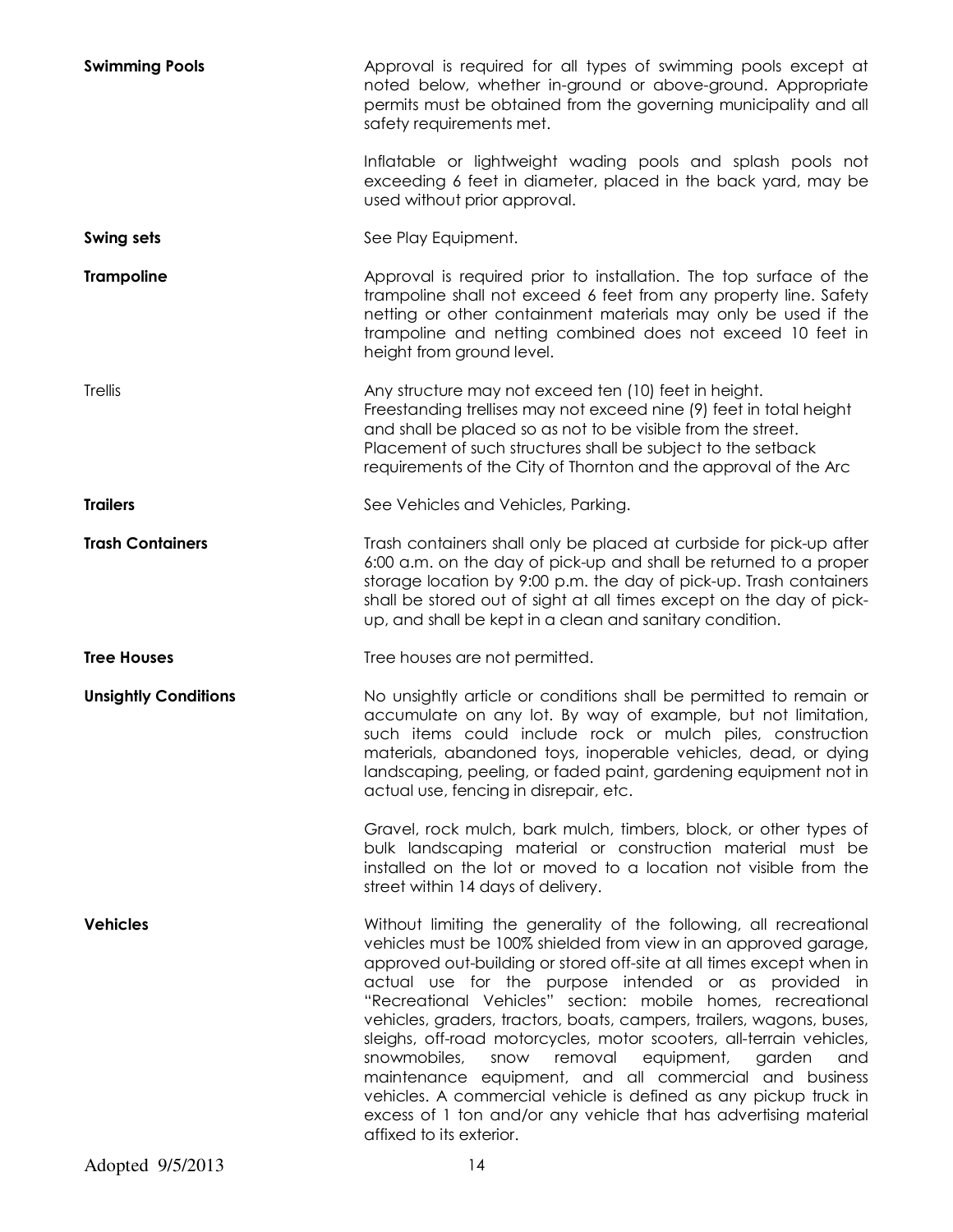**Swimming Pools**

Approval is required for all types of swimming pools except at noted below, whether in-ground or above-ground. Appropriate permits must be obtained from the governing municipality and all safety requirements met.

Inflatable or lightweight wading pools and splash pools not exceeding 6 feet in diameter, placed in the back yard, may be used without prior approval.

**Swing sets**

See Play Equipment.

**Trampoline**

Approval is required prior to installation. The top surface of the trampoline shall not exceed 6 feet from any property line. Safety netting or other containment materials may only be used if the trampoline and netting combined does not exceed 10 feet in height from ground level.

Trellis

Any structure may not exceed ten (10) feet in height. Freestanding trellises may not exceed nine (9) feet in total height and shall be placed so as not to be visible from the street. Placement of such structures shall be subject to the setback requirements of the City of Thornton and the approval of the Arc

**Trailers**

See Vehicles and Vehicles, Parking.

**Trash Containers**

Trash containers shall only be placed at curbside for pick-up after 6:00 a.m. on the day of pick-up and shall be returned to a proper storage location by 9:00 p.m. the day of pick-up. Trash containers shall be stored out of sight at all times except on the day of pick-up, and shall be kept in a clean and sanitary condition.

**Tree Houses**

Tree houses are not permitted.

**Unsightly Conditions**

No unsightly article or conditions shall be permitted to remain or accumulate on any lot. By way of example, but not limitation, such items could include rock or mulch piles, construction materials, abandoned toys, inoperable vehicles, dead, or dying landscaping, peeling, or faded paint, gardening equipment not in actual use, fencing in disrepair, etc.

Gravel, rock mulch, bark mulch, timbers, block, or other types of bulk landscaping material or construction material must be installed on the lot or moved to a location not visible from the street within 14 days of delivery.

**Vehicles**

Without limiting the generality of the following, all recreational vehicles must be 100% shielded from view in an approved garage, approved out-building or stored off-site at all times except when in actual use for the purpose intended or as provided in "Recreational Vehicles" section: mobile homes, recreational vehicles, graders, tractors, boats, campers, trailers, wagons, buses, sleighs, off-road motorcycles, motor scooters, all-terrain vehicles, snowmobiles, snow removal equipment, garden and maintenance equipment, and all commercial and business vehicles. A commercial vehicle is defined as any pickup truck in excess of 1 ton and/or any vehicle that has advertising material affixed to its exterior.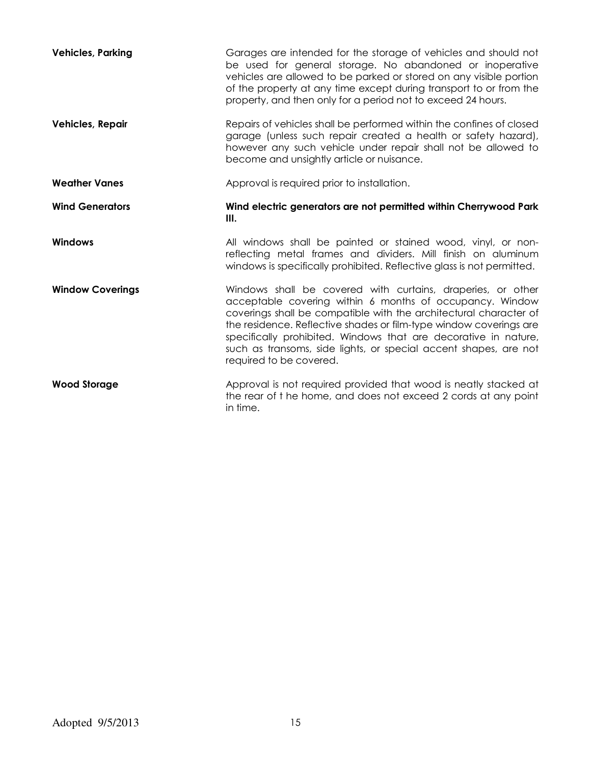**Vehicles, Parking** Garages are intended for the storage of vehicles and should not be used for general storage. No abandoned or inoperative vehicles are allowed to be parked or stored on any visible portion of the property at any time except during transport to or from the property, and then only for a period not to exceed 24 hours.

**Vehicles, Repair** Repairs of vehicles shall be performed within the confines of closed garage (unless such repair created a health or safety hazard), however any such vehicle under repair shall not be allowed to become and unsightly article or nuisance.

**Weather Vanes** Approval is required prior to installation.

**Wind Generators** **Wind electric generators are not permitted within Cherrywood Park III.**

**Windows** All windows shall be painted or stained wood, vinyl, or non-reflecting metal frames and dividers. Mill finish on aluminum windows is specifically prohibited. Reflective glass is not permitted.

**Window Coverings** Windows shall be covered with curtains, draperies, or other acceptable covering within 6 months of occupancy. Window coverings shall be compatible with the architectural character of the residence. Reflective shades or film-type window coverings are specifically prohibited. Windows that are decorative in nature, such as transoms, side lights, or special accent shapes, are not required to be covered.

**Wood Storage** Approval is not required provided that wood is neatly stacked at the rear of t he home, and does not exceed 2 cords at any point in time.

Adopted 9/5/2013